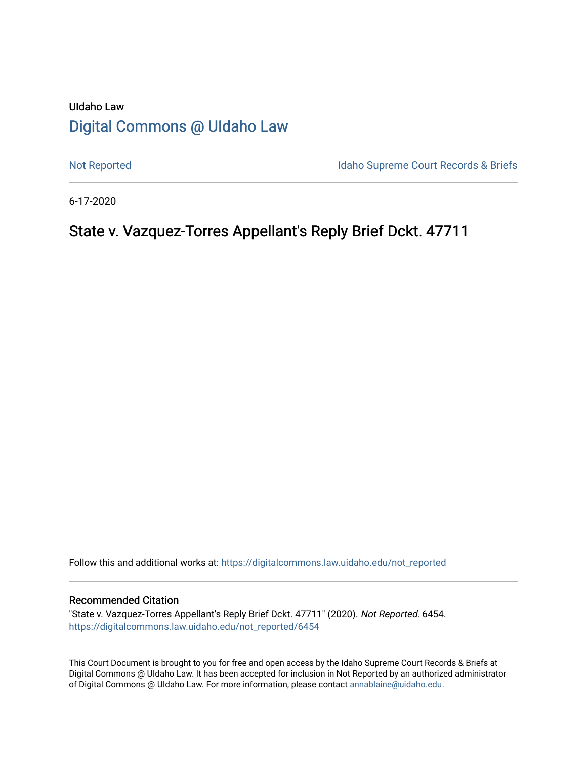UIdaho Law

# Digital Commons @ UIdaho Law

Not Reported

Idaho Supreme Court Records & Briefs

6-17-2020

## State v. Vazquez-Torres Appellant's Reply Brief Dckt. 47711

Follow this and additional works at: https://digitalcommons.law.uidaho.edu/not_reported

### Recommended Citation

"State v. Vazquez-Torres Appellant's Reply Brief Dckt. 47711" (2020). *Not Reported*. 6454.
https://digitalcommons.law.uidaho.edu/not_reported/6454

This Court Document is brought to you for free and open access by the Idaho Supreme Court Records & Briefs at Digital Commons @ UIdaho Law. It has been accepted for inclusion in Not Reported by an authorized administrator of Digital Commons @ UIdaho Law. For more information, please contact annablaine@uidaho.edu.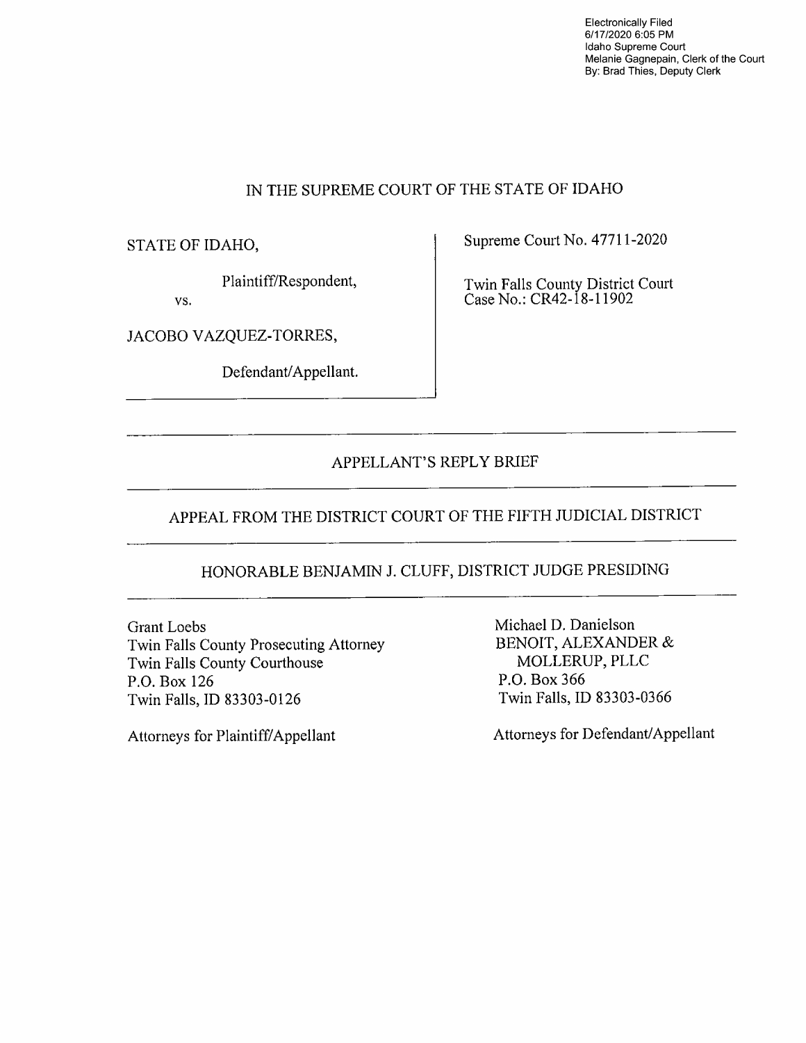Electronically Filed
6/17/2020 6:05 PM
Idaho Supreme Court
Melanie Gagnepain, Clerk of the Court
By: Brad Thies, Deputy Clerk

# IN THE SUPREME COURT OF THE STATE OF IDAHO

| | |
|---|---|
| STATE OF IDAHO,<br><br>Plaintiff/Respondent,<br><br>vs.<br><br>JACOBO VAZQUEZ-TORRES,<br><br>Defendant/Appellant. | Supreme Court No. 47711-2020<br><br>Twin Falls County District Court<br>Case No.: CR42-18-11902 |

## APPELLANT'S REPLY BRIEF

## APPEAL FROM THE DISTRICT COURT OF THE FIFTH JUDICIAL DISTRICT

## HONORABLE BENJAMIN J. CLUFF, DISTRICT JUDGE PRESIDING

Grant Loebs
Twin Falls County Prosecuting Attorney
Twin Falls County Courthouse
P.O. Box 126
Twin Falls, ID 83303-0126

Attorneys for Plaintiff/Appellant

Michael D. Danielson
BENOIT, ALEXANDER &
MOLLERUP, PLLC
P.O. Box 366
Twin Falls, ID 83303-0366

Attorneys for Defendant/Appellant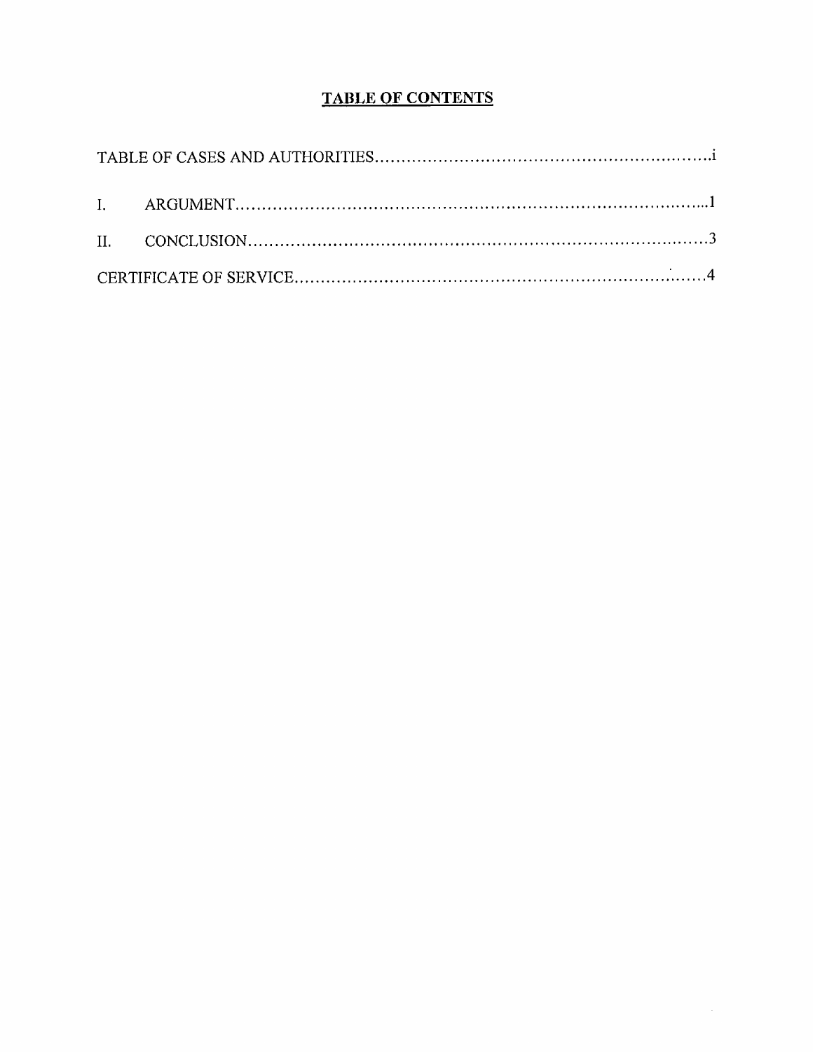# TABLE OF CONTENTS

TABLE OF CASES AND AUTHORITIES.......................................................................i

I. ARGUMENT.......................................................................................................1

II. CONCLUSION...................................................................................................3

CERTIFICATE OF SERVICE.................................................................................4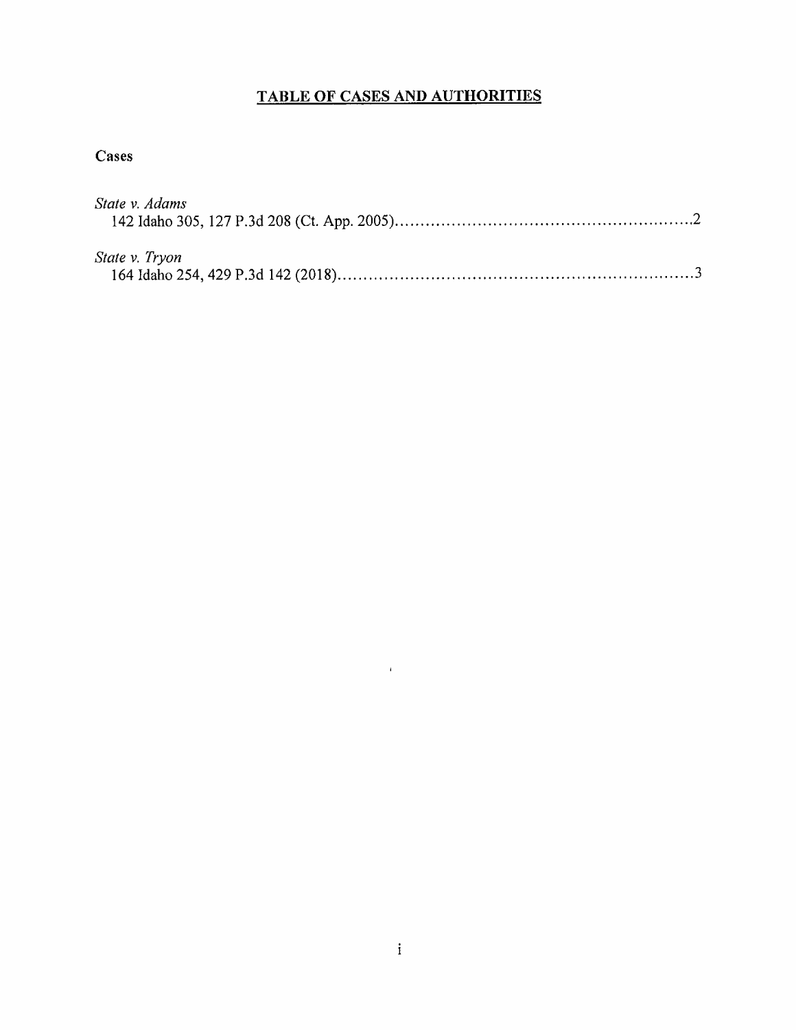# TABLE OF CASES AND AUTHORITIES

**Cases**

*State v. Adams*
142 Idaho 305, 127 P.3d 208 (Ct. App. 2005)..........................................................2

*State v. Tryon*
164 Idaho 254, 429 P.3d 142 (2018)......................................................................3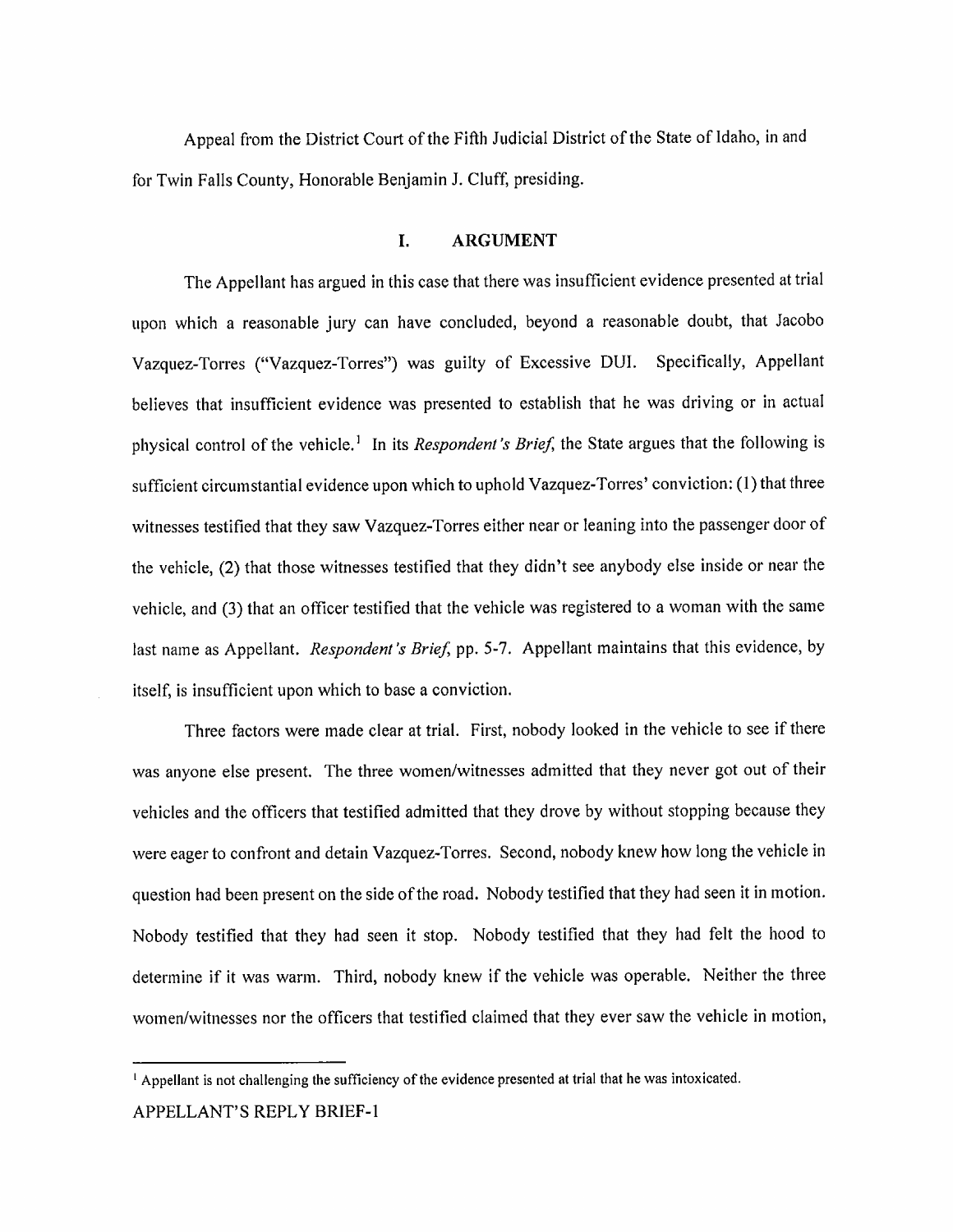Appeal from the District Court of the Fifth Judicial District of the State of Idaho, in and for Twin Falls County, Honorable Benjamin J. Cluff, presiding.

## I. ARGUMENT

The Appellant has argued in this case that there was insufficient evidence presented at trial upon which a reasonable jury can have concluded, beyond a reasonable doubt, that Jacobo Vazquez-Torres ("Vazquez-Torres") was guilty of Excessive DUI. Specifically, Appellant believes that insufficient evidence was presented to establish that he was driving or in actual physical control of the vehicle.[1] In its *Respondent's Brief*, the State argues that the following is sufficient circumstantial evidence upon which to uphold Vazquez-Torres' conviction: (1) that three witnesses testified that they saw Vazquez-Torres either near or leaning into the passenger door of the vehicle, (2) that those witnesses testified that they didn't see anybody else inside or near the vehicle, and (3) that an officer testified that the vehicle was registered to a woman with the same last name as Appellant. *Respondent's Brief*, pp. 5-7. Appellant maintains that this evidence, by itself, is insufficient upon which to base a conviction.

Three factors were made clear at trial. First, nobody looked in the vehicle to see if there was anyone else present. The three women/witnesses admitted that they never got out of their vehicles and the officers that testified admitted that they drove by without stopping because they were eager to confront and detain Vazquez-Torres. Second, nobody knew how long the vehicle in question had been present on the side of the road. Nobody testified that they had seen it in motion. Nobody testified that they had seen it stop. Nobody testified that they had felt the hood to determine if it was warm. Third, nobody knew if the vehicle was operable. Neither the three women/witnesses nor the officers that testified claimed that they ever saw the vehicle in motion,

[1] Appellant is not challenging the sufficiency of the evidence presented at trial that he was intoxicated.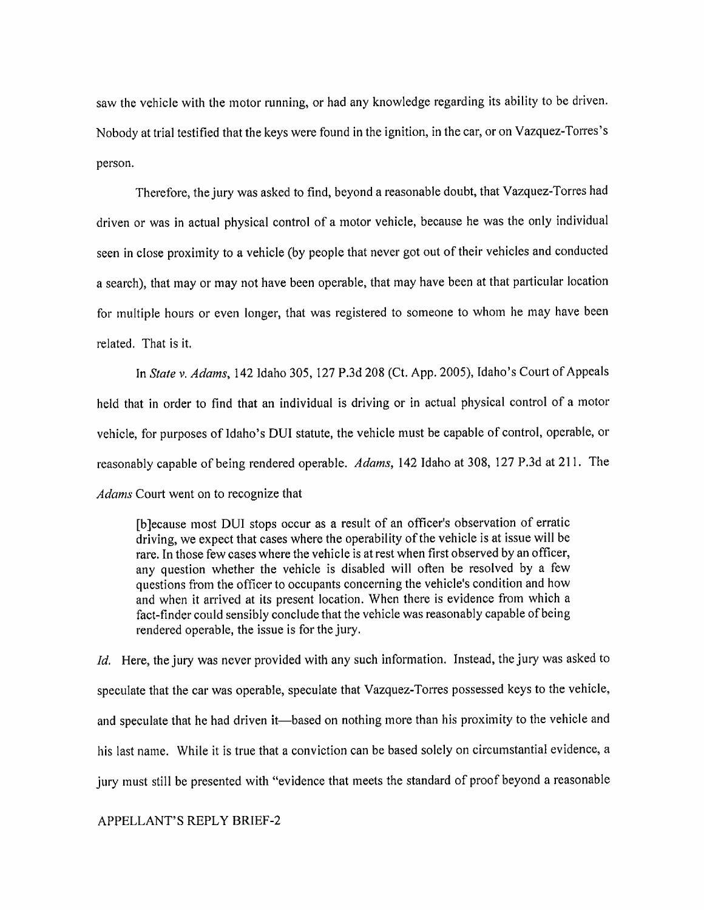saw the vehicle with the motor running, or had any knowledge regarding its ability to be driven. Nobody at trial testified that the keys were found in the ignition, in the car, or on Vazquez-Torres's person.

Therefore, the jury was asked to find, beyond a reasonable doubt, that Vazquez-Torres had driven or was in actual physical control of a motor vehicle, because he was the only individual seen in close proximity to a vehicle (by people that never got out of their vehicles and conducted a search), that may or may not have been operable, that may have been at that particular location for multiple hours or even longer, that was registered to someone to whom he may have been related. That is it.

In *State v. Adams*, 142 Idaho 305, 127 P.3d 208 (Ct. App. 2005), Idaho's Court of Appeals held that in order to find that an individual is driving or in actual physical control of a motor vehicle, for purposes of Idaho's DUI statute, the vehicle must be capable of control, operable, or reasonably capable of being rendered operable. *Adams*, 142 Idaho at 308, 127 P.3d at 211. The *Adams* Court went on to recognize that

> [b]ecause most DUI stops occur as a result of an officer's observation of erratic driving, we expect that cases where the operability of the vehicle is at issue will be rare. In those few cases where the vehicle is at rest when first observed by an officer, any question whether the vehicle is disabled will often be resolved by a few questions from the officer to occupants concerning the vehicle's condition and how and when it arrived at its present location. When there is evidence from which a fact-finder could sensibly conclude that the vehicle was reasonably capable of being rendered operable, the issue is for the jury.

*Id.* Here, the jury was never provided with any such information. Instead, the jury was asked to speculate that the car was operable, speculate that Vazquez-Torres possessed keys to the vehicle, and speculate that he had driven it—based on nothing more than his proximity to the vehicle and his last name. While it is true that a conviction can be based solely on circumstantial evidence, a jury must still be presented with "evidence that meets the standard of proof beyond a reasonable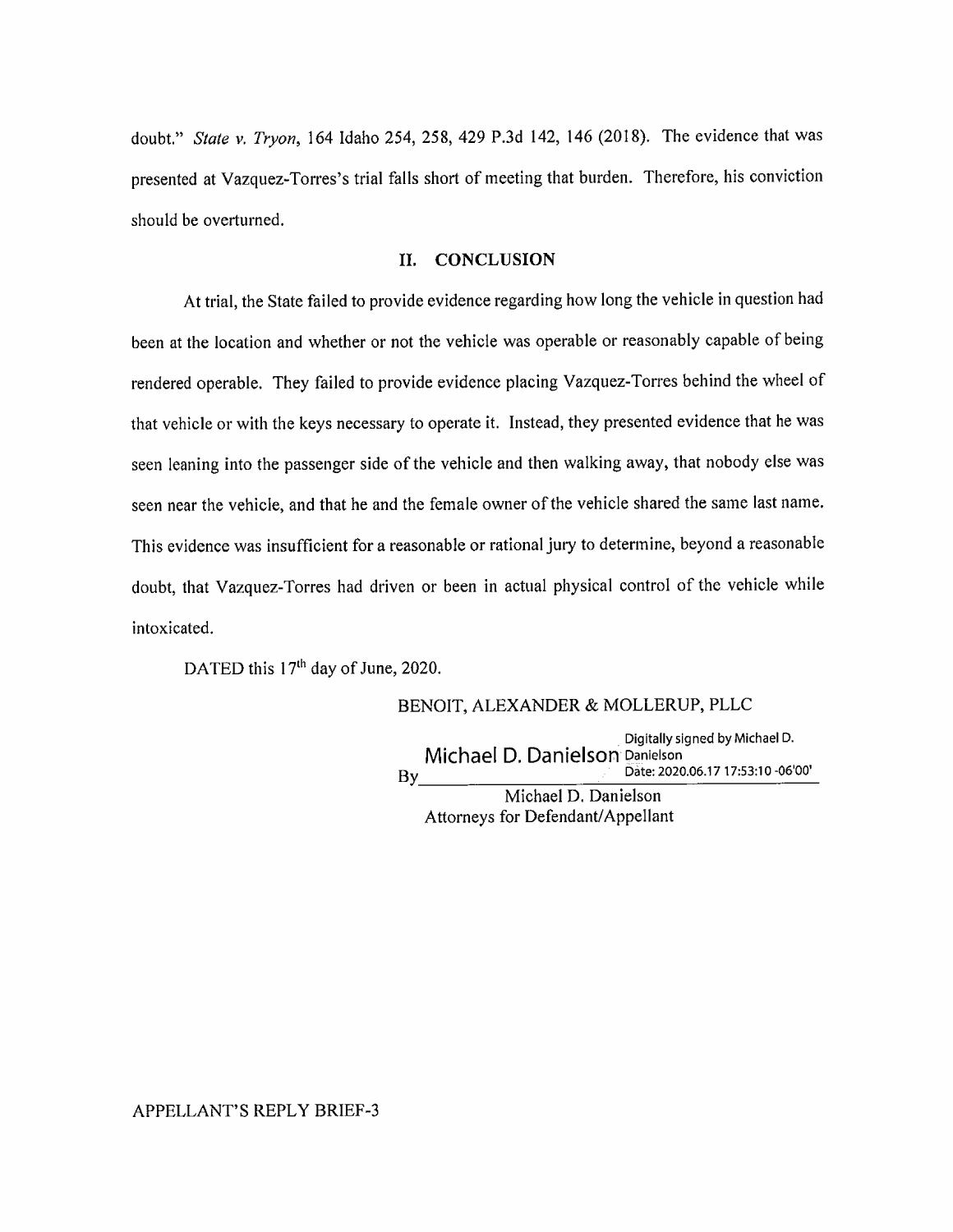doubt." *State v. Tryon*, 164 Idaho 254, 258, 429 P.3d 142, 146 (2018). The evidence that was presented at Vazquez-Torres's trial falls short of meeting that burden. Therefore, his conviction should be overturned.

## II. CONCLUSION

At trial, the State failed to provide evidence regarding how long the vehicle in question had been at the location and whether or not the vehicle was operable or reasonably capable of being rendered operable. They failed to provide evidence placing Vazquez-Torres behind the wheel of that vehicle or with the keys necessary to operate it. Instead, they presented evidence that he was seen leaning into the passenger side of the vehicle and then walking away, that nobody else was seen near the vehicle, and that he and the female owner of the vehicle shared the same last name. This evidence was insufficient for a reasonable or rational jury to determine, beyond a reasonable doubt, that Vazquez-Torres had driven or been in actual physical control of the vehicle while intoxicated.

DATED this 17th day of June, 2020.

BENOIT, ALEXANDER & MOLLERUP, PLLC

By Michael D. Danielson — Digitally signed by Michael D. Danielson Date: 2020.06.17 17:53:10 -06'00'

Michael D. Danielson
Attorneys for Defendant/Appellant

APPELLANT'S REPLY BRIEF-3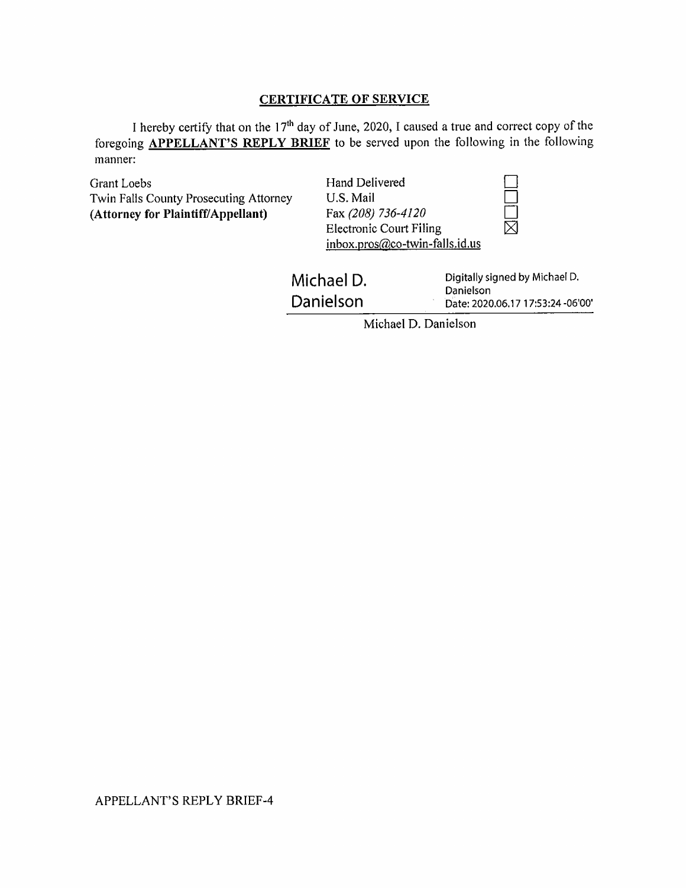## CERTIFICATE OF SERVICE

I hereby certify that on the 17th day of June, 2020, I caused a true and correct copy of the foregoing **APPELLANT'S REPLY BRIEF** to be served upon the following in the following manner:

| | | |
|---|---|---|
| Grant Loebs<br>Twin Falls County Prosecuting Attorney<br>**(Attorney for Plaintiff/Appellant)** | Hand Delivered | ☐ |
| | U.S. Mail | ☐ |
| | Fax *(208) 736-4120* | ☐ |
| | Electronic Court Filing<br>inbox.pros@co-twin-falls.id.us | ☒ |

Michael D. Danielson — Digitally signed by Michael D. Danielson Date: 2020.06.17 17:53:24 -06'00'

Michael D. Danielson

APPELLANT'S REPLY BRIEF-4